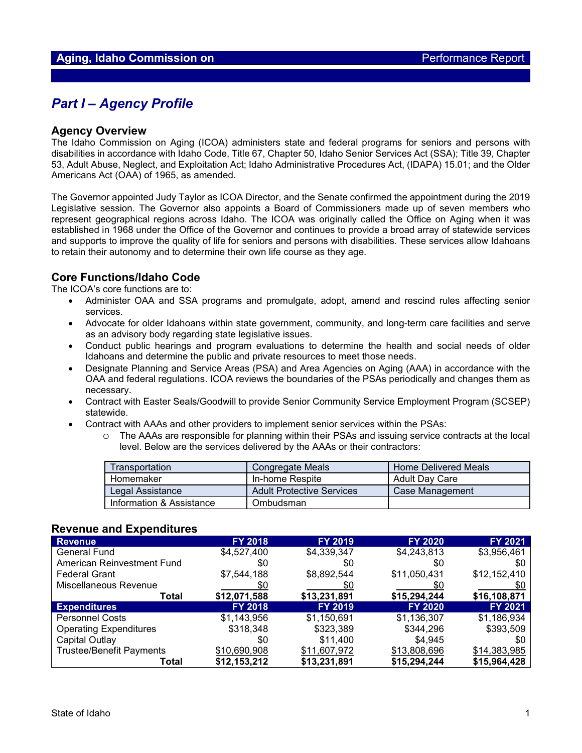Aging, Idaho Commission on — Performance Report

## *Part I – Agency Profile*

### Agency Overview

The Idaho Commission on Aging (ICOA) administers state and federal programs for seniors and persons with disabilities in accordance with Idaho Code, Title 67, Chapter 50, Idaho Senior Services Act (SSA); Title 39, Chapter 53, Adult Abuse, Neglect, and Exploitation Act; Idaho Administrative Procedures Act, (IDAPA) 15.01; and the Older Americans Act (OAA) of 1965, as amended.

The Governor appointed Judy Taylor as ICOA Director, and the Senate confirmed the appointment during the 2019 Legislative session. The Governor also appoints a Board of Commissioners made up of seven members who represent geographical regions across Idaho. The ICOA was originally called the Office on Aging when it was established in 1968 under the Office of the Governor and continues to provide a broad array of statewide services and supports to improve the quality of life for seniors and persons with disabilities. These services allow Idahoans to retain their autonomy and to determine their own life course as they age.

### Core Functions/Idaho Code

The ICOA's core functions are to:

- Administer OAA and SSA programs and promulgate, adopt, amend and rescind rules affecting senior services.
- Advocate for older Idahoans within state government, community, and long-term care facilities and serve as an advisory body regarding state legislative issues.
- Conduct public hearings and program evaluations to determine the health and social needs of older Idahoans and determine the public and private resources to meet those needs.
- Designate Planning and Service Areas (PSA) and Area Agencies on Aging (AAA) in accordance with the OAA and federal regulations. ICOA reviews the boundaries of the PSAs periodically and changes them as necessary.
- Contract with Easter Seals/Goodwill to provide Senior Community Service Employment Program (SCSEP) statewide.
- Contract with AAAs and other providers to implement senior services within the PSAs:
  - The AAAs are responsible for planning within their PSAs and issuing service contracts at the local level. Below are the services delivered by the AAAs or their contractors:

| | | |
|---|---|---|
| Transportation | Congregate Meals | Home Delivered Meals |
| Homemaker | In-home Respite | Adult Day Care |
| Legal Assistance | Adult Protective Services | Case Management |
| Information & Assistance | Ombudsman | |

### Revenue and Expenditures

| Revenue | FY 2018 | FY 2019 | FY 2020 | FY 2021 |
|---|---|---|---|---|
| General Fund | $4,527,400 | $4,339,347 | $4,243,813 | $3,956,461 |
| American Reinvestment Fund | $0 | $0 | $0 | $0 |
| Federal Grant | $7,544,188 | $8,892,544 | $11,050,431 | $12,152,410 |
| Miscellaneous Revenue | $0 | $0 | $0 | $0 |
| **Total** | **$12,071,588** | **$13,231,891** | **$15,294,244** | **$16,108,871** |
| **Expenditures** | **FY 2018** | **FY 2019** | **FY 2020** | **FY 2021** |
| Personnel Costs | $1,143,956 | $1,150,691 | $1,136,307 | $1,186,934 |
| Operating Expenditures | $318,348 | $323,389 | $344,296 | $393,509 |
| Capital Outlay | $0 | $11,400 | $4,945 | $0 |
| Trustee/Benefit Payments | $10,690,908 | $11,607,972 | $13,808,696 | $14,383,985 |
| **Total** | **$12,153,212** | **$13,231,891** | **$15,294,244** | **$15,964,428** |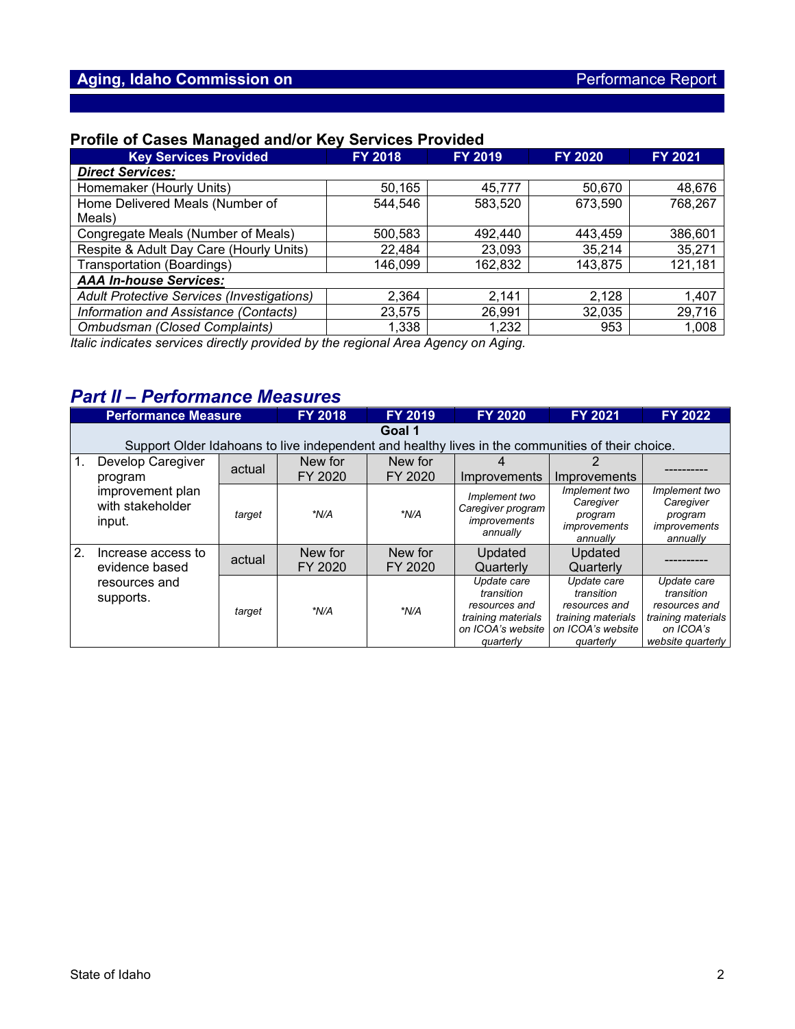## Profile of Cases Managed and/or Key Services Provided

| Key Services Provided | FY 2018 | FY 2019 | FY 2020 | FY 2021 |
|---|---|---|---|---|
| ***Direct Services:*** | | | | |
| Homemaker (Hourly Units) | 50,165 | 45,777 | 50,670 | 48,676 |
| Home Delivered Meals (Number of Meals) | 544,546 | 583,520 | 673,590 | 768,267 |
| Congregate Meals (Number of Meals) | 500,583 | 492,440 | 443,459 | 386,601 |
| Respite & Adult Day Care (Hourly Units) | 22,484 | 23,093 | 35,214 | 35,271 |
| Transportation (Boardings) | 146,099 | 162,832 | 143,875 | 121,181 |
| ***AAA In-house Services:*** | | | | |
| *Adult Protective Services (Investigations)* | 2,364 | 2,141 | 2,128 | 1,407 |
| *Information and Assistance (Contacts)* | 23,575 | 26,991 | 32,035 | 29,716 |
| *Ombudsman (Closed Complaints)* | 1,338 | 1,232 | 953 | 1,008 |

*Italic indicates services directly provided by the regional Area Agency on Aging.*

## *Part II – Performance Measures*

| Performance Measure | | FY 2018 | FY 2019 | FY 2020 | FY 2021 | FY 2022 |
|---|---|---|---|---|---|---|
| **Goal 1** Support Older Idahoans to live independent and healthy lives in the communities of their choice. | | | | | | |
| 1. Develop Caregiver program improvement plan with stakeholder input. | actual | New for FY 2020 | New for FY 2020 | 4 Improvements | 2 Improvements | ---------- |
| | *target* | *\*N/A* | *\*N/A* | *Implement two Caregiver program improvements annually* | *Implement two Caregiver program improvements annually* | *Implement two Caregiver program improvements annually* |
| 2. Increase access to evidence based resources and supports. | actual | New for FY 2020 | New for FY 2020 | Updated Quarterly | Updated Quarterly | ---------- |
| | *target* | *\*N/A* | *\*N/A* | *Update care transition resources and training materials on ICOA's website quarterly* | *Update care transition resources and training materials on ICOA's website quarterly* | *Update care transition resources and training materials on ICOA's website quarterly* |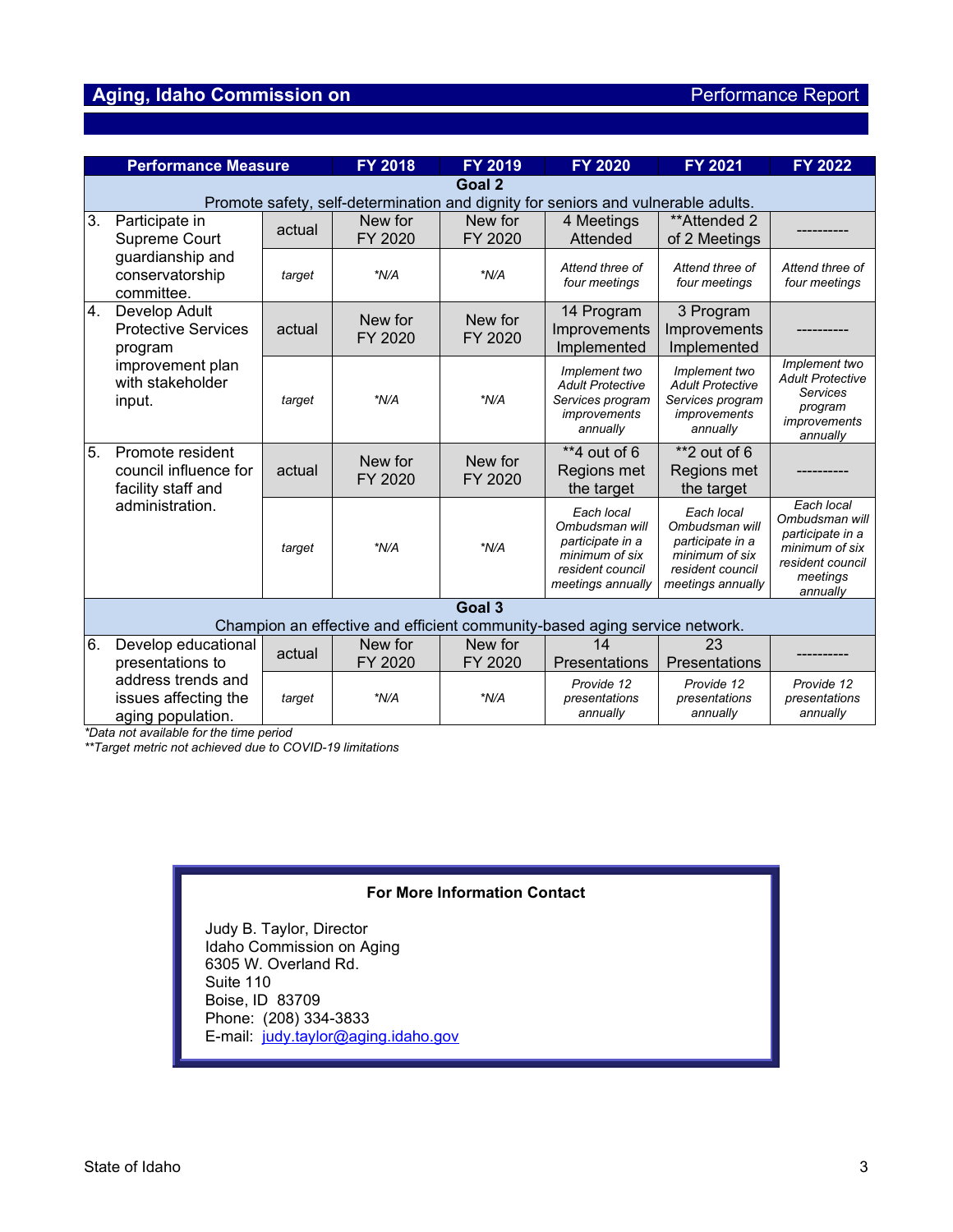## Aging, Idaho Commission on — Performance Report

| Performance Measure | | FY 2018 | FY 2019 | FY 2020 | FY 2021 | FY 2022 |
|---|---|---|---|---|---|---|
| **Goal 2** Promote safety, self-determination and dignity for seniors and vulnerable adults. | | | | | | |
| 3. Participate in Supreme Court guardianship and conservatorship committee. | actual | New for FY 2020 | New for FY 2020 | 4 Meetings Attended | **Attended 2 of 2 Meetings | ---------- |
| | *target* | *\*N/A* | *\*N/A* | *Attend three of four meetings* | *Attend three of four meetings* | *Attend three of four meetings* |
| 4. Develop Adult Protective Services program improvement plan with stakeholder input. | actual | New for FY 2020 | New for FY 2020 | 14 Program Improvements Implemented | 3 Program Improvements Implemented | ---------- |
| | *target* | *\*N/A* | *\*N/A* | *Implement two Adult Protective Services program improvements annually* | *Implement two Adult Protective Services program improvements annually* | *Implement two Adult Protective Services program improvements annually* |
| 5. Promote resident council influence for facility staff and administration. | actual | New for FY 2020 | New for FY 2020 | **4 out of 6 Regions met the target | **2 out of 6 Regions met the target | ---------- |
| | *target* | *\*N/A* | *\*N/A* | *Each local Ombudsman will participate in a minimum of six resident council meetings annually* | *Each local Ombudsman will participate in a minimum of six resident council meetings annually* | *Each local Ombudsman will participate in a minimum of six resident council meetings annually* |
| **Goal 3** Champion an effective and efficient community-based aging service network. | | | | | | |
| 6. Develop educational presentations to address trends and issues affecting the aging population. | actual | New for FY 2020 | New for FY 2020 | 14 Presentations | 23 Presentations | ---------- |
| | *target* | *\*N/A* | *\*N/A* | *Provide 12 presentations annually* | *Provide 12 presentations annually* | *Provide 12 presentations annually* |

*\*Data not available for the time period*
*\*\*Target metric not achieved due to COVID-19 limitations*

**For More Information Contact**

Judy B. Taylor, Director
Idaho Commission on Aging
6305 W. Overland Rd.
Suite 110
Boise, ID 83709
Phone: (208) 334-3833
E-mail: judy.taylor@aging.idaho.gov